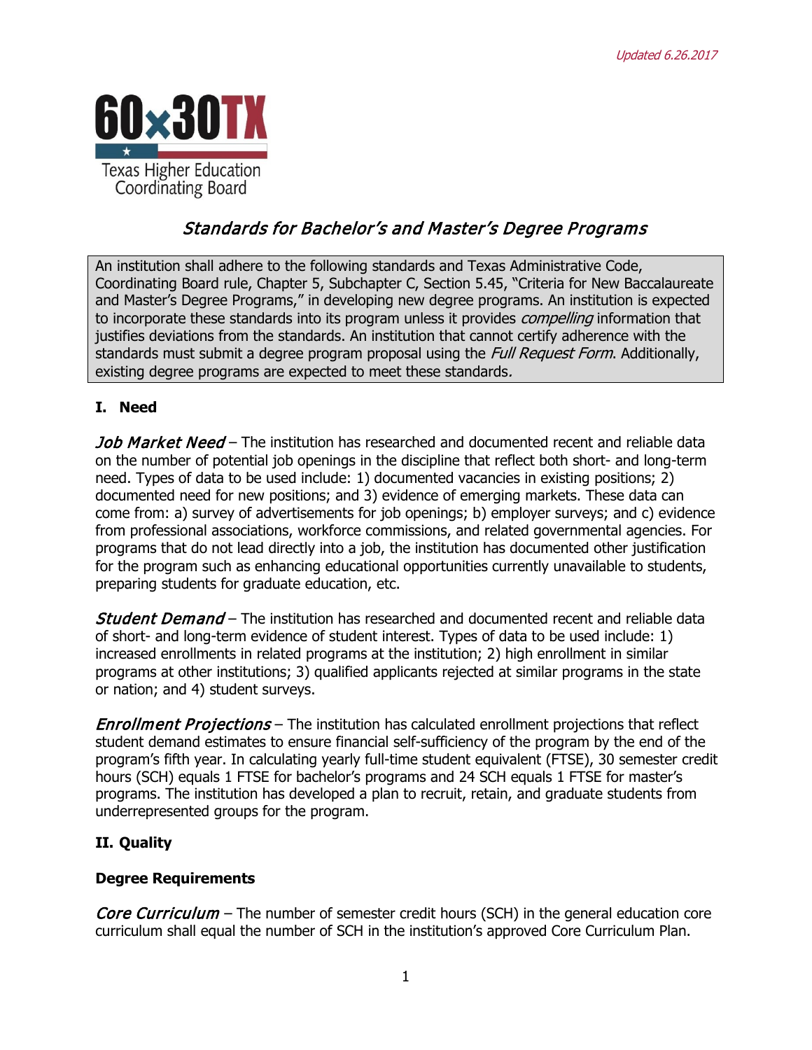Updated 6.26.2017

60x30TX

Texas Higher Education Coordinating Board

# *Standards for Bachelor's and Master's Degree Programs*

An institution shall adhere to the following standards and Texas Administrative Code, Coordinating Board rule, Chapter 5, Subchapter C, Section 5.45, "Criteria for New Baccalaureate and Master's Degree Programs," in developing new degree programs. An institution is expected to incorporate these standards into its program unless it provides *compelling* information that justifies deviations from the standards. An institution that cannot certify adherence with the standards must submit a degree program proposal using the *Full Request Form*. Additionally, existing degree programs are expected to meet these standards.

## I. Need

*Job Market Need* – The institution has researched and documented recent and reliable data on the number of potential job openings in the discipline that reflect both short- and long-term need. Types of data to be used include: 1) documented vacancies in existing positions; 2) documented need for new positions; and 3) evidence of emerging markets. These data can come from: a) survey of advertisements for job openings; b) employer surveys; and c) evidence from professional associations, workforce commissions, and related governmental agencies. For programs that do not lead directly into a job, the institution has documented other justification for the program such as enhancing educational opportunities currently unavailable to students, preparing students for graduate education, etc.

*Student Demand* – The institution has researched and documented recent and reliable data of short- and long-term evidence of student interest. Types of data to be used include: 1) increased enrollments in related programs at the institution; 2) high enrollment in similar programs at other institutions; 3) qualified applicants rejected at similar programs in the state or nation; and 4) student surveys.

*Enrollment Projections* – The institution has calculated enrollment projections that reflect student demand estimates to ensure financial self-sufficiency of the program by the end of the program's fifth year. In calculating yearly full-time student equivalent (FTSE), 30 semester credit hours (SCH) equals 1 FTSE for bachelor's programs and 24 SCH equals 1 FTSE for master's programs. The institution has developed a plan to recruit, retain, and graduate students from underrepresented groups for the program.

## II. Quality

### Degree Requirements

*Core Curriculum* – The number of semester credit hours (SCH) in the general education core curriculum shall equal the number of SCH in the institution's approved Core Curriculum Plan.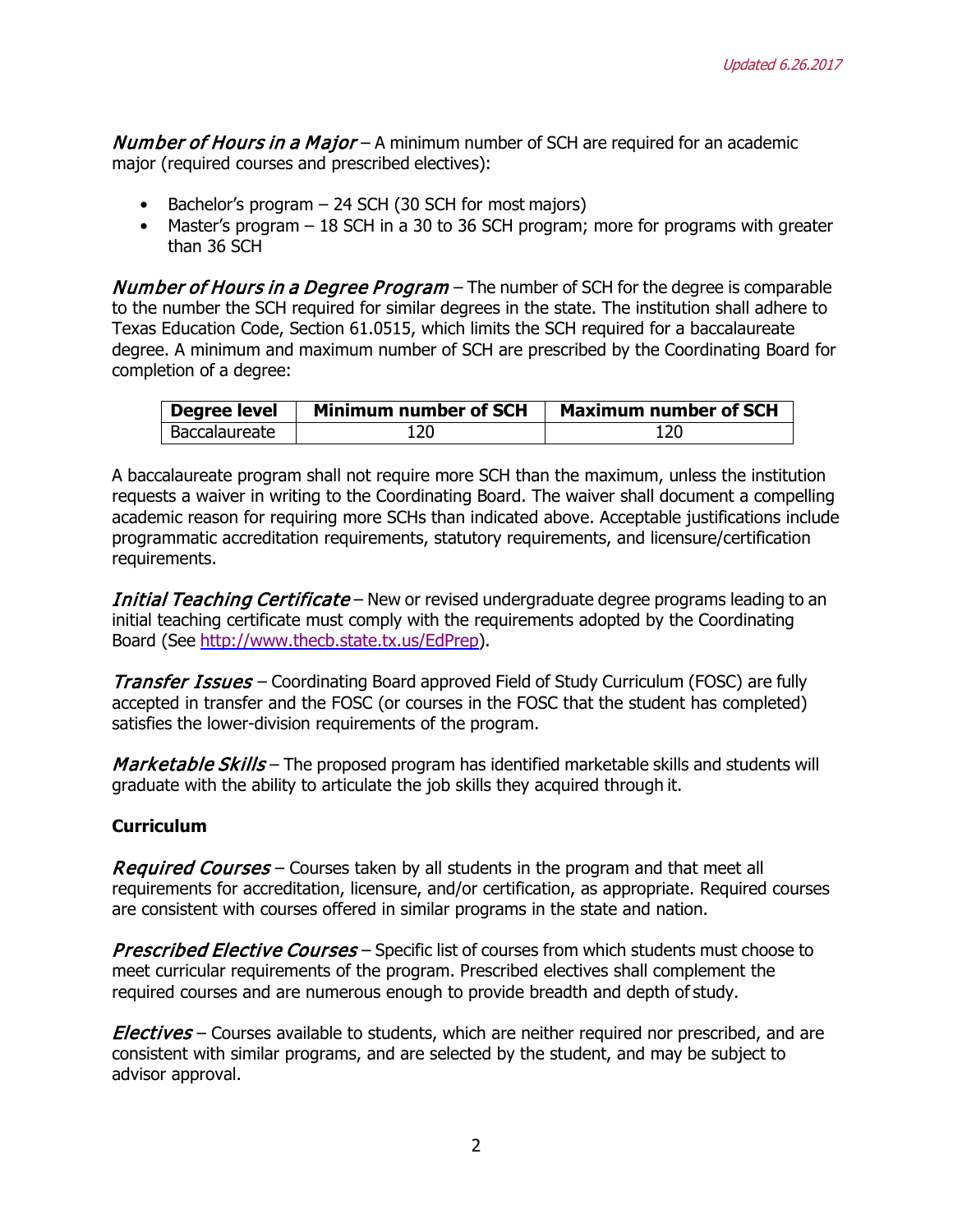*Updated 6.26.2017*

***Number of Hours in a Major*** – A minimum number of SCH are required for an academic major (required courses and prescribed electives):

- Bachelor's program – 24 SCH (30 SCH for most majors)
- Master's program – 18 SCH in a 30 to 36 SCH program; more for programs with greater than 36 SCH

***Number of Hours in a Degree Program*** – The number of SCH for the degree is comparable to the number the SCH required for similar degrees in the state. The institution shall adhere to Texas Education Code, Section 61.0515, which limits the SCH required for a baccalaureate degree. A minimum and maximum number of SCH are prescribed by the Coordinating Board for completion of a degree:

| Degree level | Minimum number of SCH | Maximum number of SCH |
|---|---|---|
| Baccalaureate | 120 | 120 |

A baccalaureate program shall not require more SCH than the maximum, unless the institution requests a waiver in writing to the Coordinating Board. The waiver shall document a compelling academic reason for requiring more SCHs than indicated above. Acceptable justifications include programmatic accreditation requirements, statutory requirements, and licensure/certification requirements.

***Initial Teaching Certificate*** – New or revised undergraduate degree programs leading to an initial teaching certificate must comply with the requirements adopted by the Coordinating Board (See [http://www.thecb.state.tx.us/EdPrep](http://www.thecb.state.tx.us/EdPrep)).

***Transfer Issues*** – Coordinating Board approved Field of Study Curriculum (FOSC) are fully accepted in transfer and the FOSC (or courses in the FOSC that the student has completed) satisfies the lower-division requirements of the program.

***Marketable Skills*** – The proposed program has identified marketable skills and students will graduate with the ability to articulate the job skills they acquired through it.

**Curriculum**

***Required Courses*** – Courses taken by all students in the program and that meet all requirements for accreditation, licensure, and/or certification, as appropriate. Required courses are consistent with courses offered in similar programs in the state and nation.

***Prescribed Elective Courses*** – Specific list of courses from which students must choose to meet curricular requirements of the program. Prescribed electives shall complement the required courses and are numerous enough to provide breadth and depth of study.

***Electives*** – Courses available to students, which are neither required nor prescribed, and are consistent with similar programs, and are selected by the student, and may be subject to advisor approval.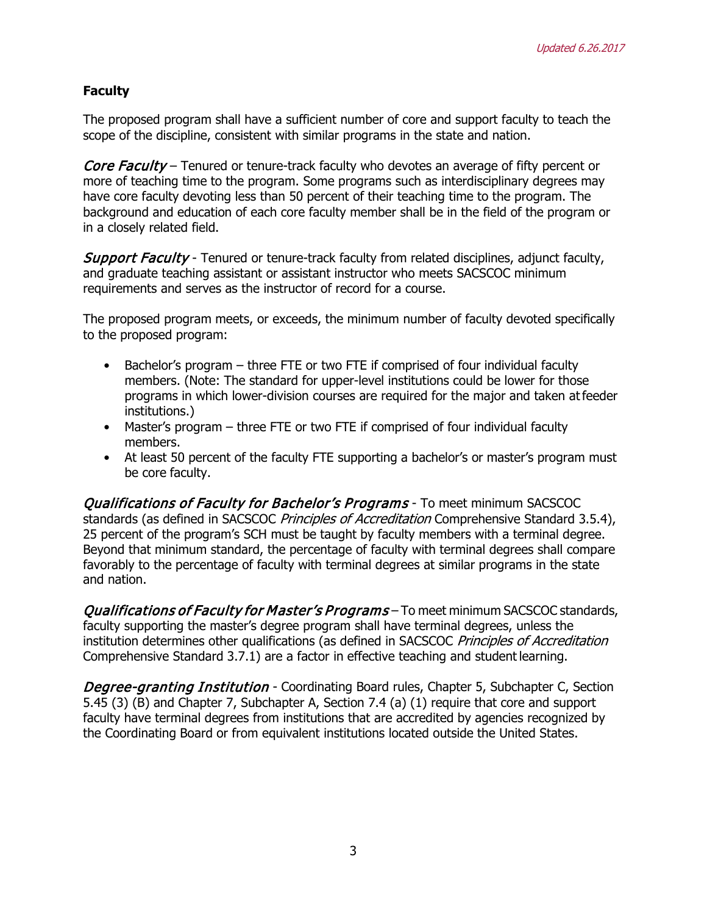## Faculty

The proposed program shall have a sufficient number of core and support faculty to teach the scope of the discipline, consistent with similar programs in the state and nation.

*Core Faculty* – Tenured or tenure-track faculty who devotes an average of fifty percent or more of teaching time to the program. Some programs such as interdisciplinary degrees may have core faculty devoting less than 50 percent of their teaching time to the program. The background and education of each core faculty member shall be in the field of the program or in a closely related field.

*Support Faculty* - Tenured or tenure-track faculty from related disciplines, adjunct faculty, and graduate teaching assistant or assistant instructor who meets SACSCOC minimum requirements and serves as the instructor of record for a course.

The proposed program meets, or exceeds, the minimum number of faculty devoted specifically to the proposed program:

- Bachelor's program – three FTE or two FTE if comprised of four individual faculty members. (Note: The standard for upper-level institutions could be lower for those programs in which lower-division courses are required for the major and taken at feeder institutions.)
- Master's program – three FTE or two FTE if comprised of four individual faculty members.
- At least 50 percent of the faculty FTE supporting a bachelor's or master's program must be core faculty.

*Qualifications of Faculty for Bachelor's Programs* - To meet minimum SACSCOC standards (as defined in SACSCOC *Principles of Accreditation* Comprehensive Standard 3.5.4), 25 percent of the program's SCH must be taught by faculty members with a terminal degree. Beyond that minimum standard, the percentage of faculty with terminal degrees shall compare favorably to the percentage of faculty with terminal degrees at similar programs in the state and nation.

*Qualifications of Faculty for Master's Programs* – To meet minimum SACSCOC standards, faculty supporting the master's degree program shall have terminal degrees, unless the institution determines other qualifications (as defined in SACSCOC *Principles of Accreditation* Comprehensive Standard 3.7.1) are a factor in effective teaching and student learning.

*Degree-granting Institution* - Coordinating Board rules, Chapter 5, Subchapter C, Section 5.45 (3) (B) and Chapter 7, Subchapter A, Section 7.4 (a) (1) require that core and support faculty have terminal degrees from institutions that are accredited by agencies recognized by the Coordinating Board or from equivalent institutions located outside the United States.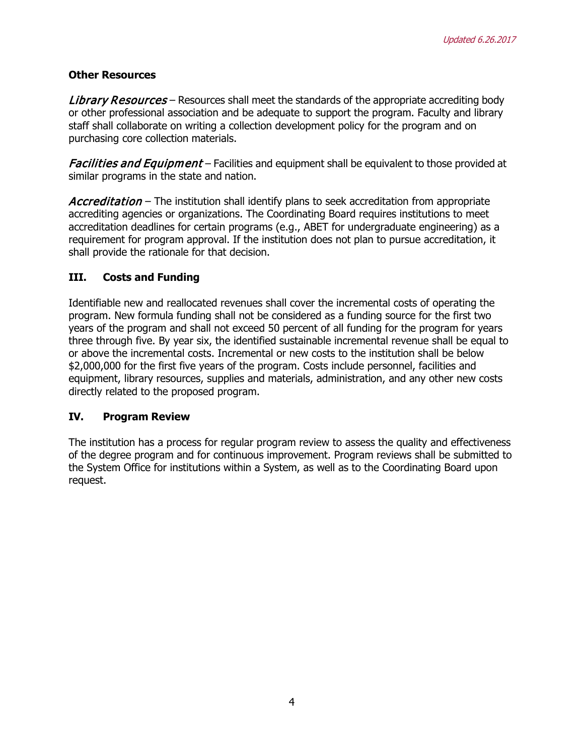### Other Resources

*Library Resources* – Resources shall meet the standards of the appropriate accrediting body or other professional association and be adequate to support the program. Faculty and library staff shall collaborate on writing a collection development policy for the program and on purchasing core collection materials.

*Facilities and Equipment* – Facilities and equipment shall be equivalent to those provided at similar programs in the state and nation.

*Accreditation* – The institution shall identify plans to seek accreditation from appropriate accrediting agencies or organizations. The Coordinating Board requires institutions to meet accreditation deadlines for certain programs (e.g., ABET for undergraduate engineering) as a requirement for program approval. If the institution does not plan to pursue accreditation, it shall provide the rationale for that decision.

## III. Costs and Funding

Identifiable new and reallocated revenues shall cover the incremental costs of operating the program. New formula funding shall not be considered as a funding source for the first two years of the program and shall not exceed 50 percent of all funding for the program for years three through five. By year six, the identified sustainable incremental revenue shall be equal to or above the incremental costs. Incremental or new costs to the institution shall be below $2,000,000 for the first five years of the program. Costs include personnel, facilities and equipment, library resources, supplies and materials, administration, and any other new costs directly related to the proposed program.

## IV. Program Review

The institution has a process for regular program review to assess the quality and effectiveness of the degree program and for continuous improvement. Program reviews shall be submitted to the System Office for institutions within a System, as well as to the Coordinating Board upon request.